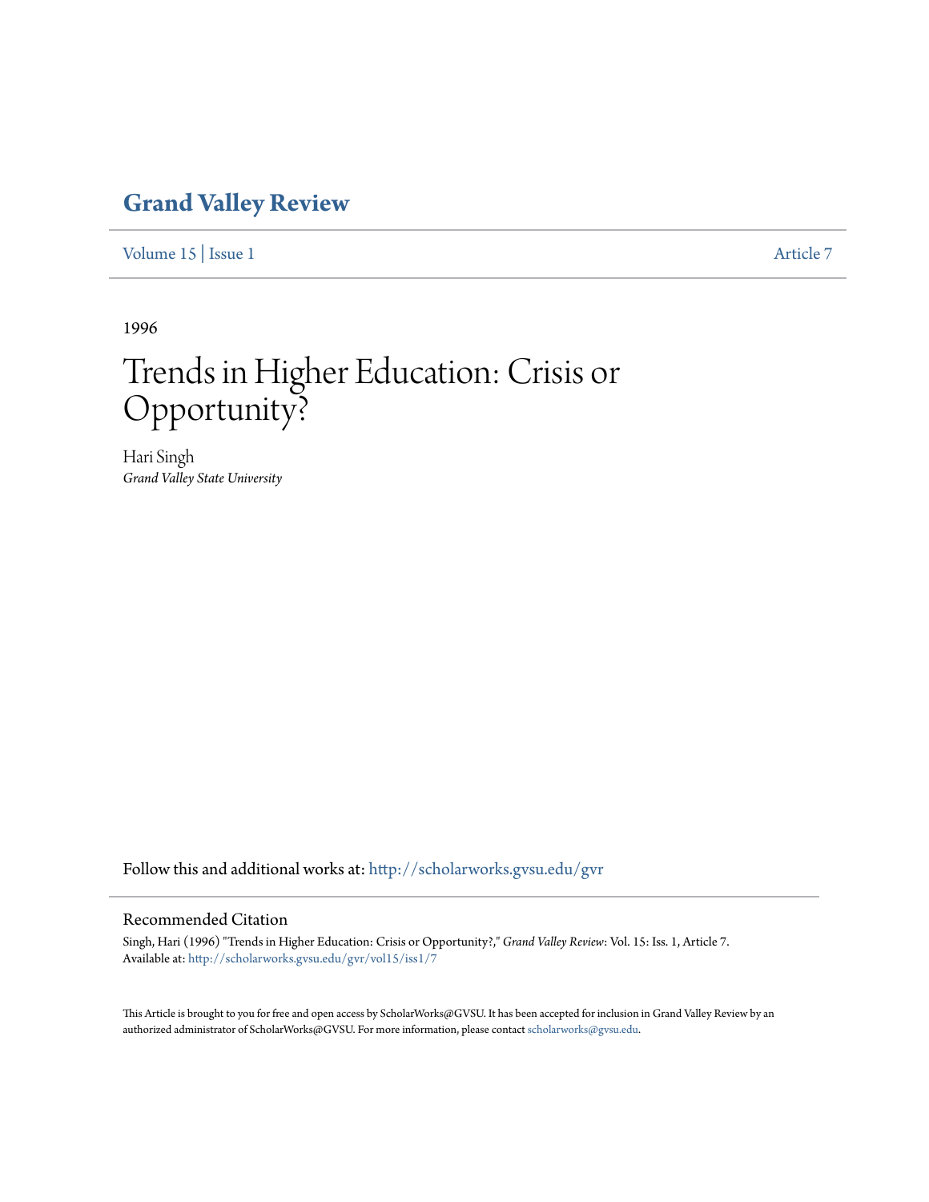# Grand Valley Review

Volume 15 | Issue 1 Article 7

1996

# Trends in Higher Education: Crisis or Opportunity?

Hari Singh
*Grand Valley State University*

Follow this and additional works at: http://scholarworks.gvsu.edu/gvr

## Recommended Citation

Singh, Hari (1996) "Trends in Higher Education: Crisis or Opportunity?," *Grand Valley Review*: Vol. 15: Iss. 1, Article 7.
Available at: http://scholarworks.gvsu.edu/gvr/vol15/iss1/7

This Article is brought to you for free and open access by ScholarWorks@GVSU. It has been accepted for inclusion in Grand Valley Review by an authorized administrator of ScholarWorks@GVSU. For more information, please contact scholarworks@gvsu.edu.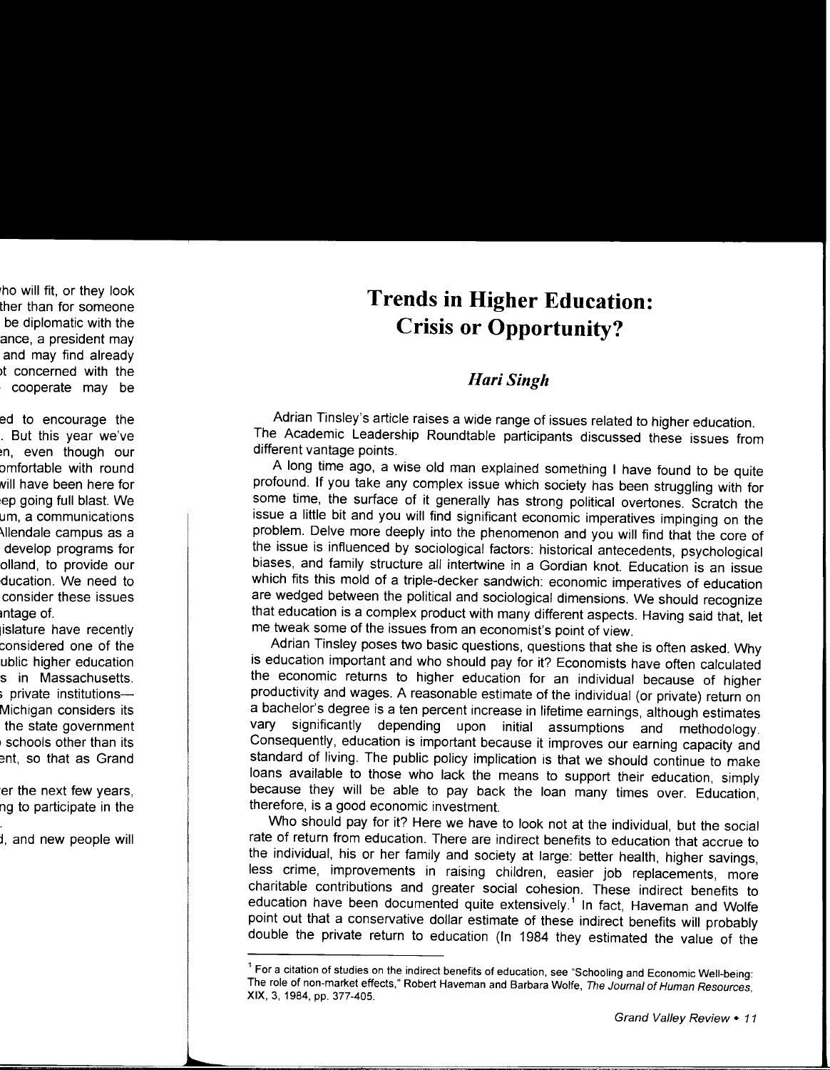# Trends in Higher Education: Crisis or Opportunity?

### *Hari Singh*

Adrian Tinsley's article raises a wide range of issues related to higher education. The Academic Leadership Roundtable participants discussed these issues from different vantage points.

A long time ago, a wise old man explained something I have found to be quite profound. If you take any complex issue which society has been struggling with for some time, the surface of it generally has strong political overtones. Scratch the issue a little bit and you will find significant economic imperatives impinging on the problem. Delve more deeply into the phenomenon and you will find that the core of the issue is influenced by sociological factors: historical antecedents, psychological biases, and family structure all intertwine in a Gordian knot. Education is an issue which fits this mold of a triple-decker sandwich: economic imperatives of education are wedged between the political and sociological dimensions. We should recognize that education is a complex product with many different aspects. Having said that, let me tweak some of the issues from an economist's point of view.

Adrian Tinsley poses two basic questions, questions that she is often asked. Why is education important and who should pay for it? Economists have often calculated the economic returns to higher education for an individual because of higher productivity and wages. A reasonable estimate of the individual (or private) return on a bachelor's degree is a ten percent increase in lifetime earnings, although estimates vary significantly depending upon initial assumptions and methodology. Consequently, education is important because it improves our earning capacity and standard of living. The public policy implication is that we should continue to make loans available to those who lack the means to support their education, simply because they will be able to pay back the loan many times over. Education, therefore, is a good economic investment.

Who should pay for it? Here we have to look not at the individual, but the social rate of return from education. There are indirect benefits to education that accrue to the individual, his or her family and society at large: better health, higher savings, less crime, improvements in raising children, easier job replacements, more charitable contributions and greater social cohesion. These indirect benefits to education have been documented quite extensively.[1] In fact, Haveman and Wolfe point out that a conservative dollar estimate of these indirect benefits will probably double the private return to education (In 1984 they estimated the value of the

---

[1] For a citation of studies on the indirect benefits of education, see "Schooling and Economic Well-being: The role of non-market effects," Robert Haveman and Barbara Wolfe, *The Journal of Human Resources*, XIX, 3, 1984, pp. 377-405.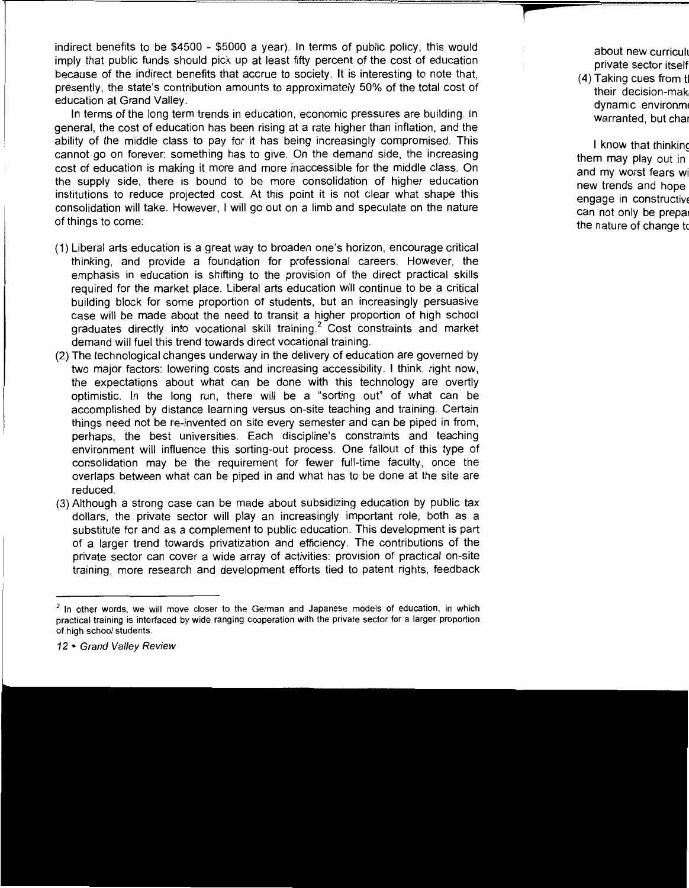indirect benefits to be $4500 - $5000 a year). In terms of public policy, this would imply that public funds should pick up at least fifty percent of the cost of education because of the indirect benefits that accrue to society. It is interesting to note that, presently, the state's contribution amounts to approximately 50% of the total cost of education at Grand Valley.

In terms of the long term trends in education, economic pressures are building. In general, the cost of education has been rising at a rate higher than inflation, and the ability of the middle class to pay for it has being increasingly compromised. This cannot go on forever: something has to give. On the demand side, the increasing cost of education is making it more and more inaccessible for the middle class. On the supply side, there is bound to be more consolidation of higher education institutions to reduce projected cost. At this point it is not clear what shape this consolidation will take. However, I will go out on a limb and speculate on the nature of things to come:

(1) Liberal arts education is a great way to broaden one's horizon, encourage critical thinking, and provide a foundation for professional careers. However, the emphasis in education is shifting to the provision of the direct practical skills required for the market place. Liberal arts education will continue to be a critical building block for some proportion of students, but an increasingly persuasive case will be made about the need to transit a higher proportion of high school graduates directly into vocational skill training.[2] Cost constraints and market demand will fuel this trend towards direct vocational training.

(2) The technological changes underway in the delivery of education are governed by two major factors: lowering costs and increasing accessibility. I think, right now, the expectations about what can be done with this technology are overtly optimistic. In the long run, there will be a "sorting out" of what can be accomplished by distance learning versus on-site teaching and training. Certain things need not be re-invented on site every semester and can be piped in from, perhaps, the best universities. Each discipline's constraints and teaching environment will influence this sorting-out process. One fallout of this type of consolidation may be the requirement for fewer full-time faculty, once the overlaps between what can be piped in and what has to be done at the site are reduced.

(3) Although a strong case can be made about subsidizing education by public tax dollars, the private sector will play an increasingly important role, both as a substitute for and as a complement to public education. This development is part of a larger trend towards privatization and efficiency. The contributions of the private sector can cover a wide array of activities: provision of practical on-site training, more research and development efforts tied to patent rights, feedback about new curricul[...] private sector itself[...]

(4) Taking cues from t[...] their decision-mak[...] dynamic environm[...] warranted, but cha[...]

I know that thinkin[...] them may play out in [...] and my worst fears wi[...] new trends and hope [...] engage in constructiv[...] can not only be prepa[...] the nature of change t[...]

[2] In other words, we will move closer to the German and Japanese models of education, in which practical training is interfaced by wide ranging cooperation with the private sector for a larger proportion of high school students.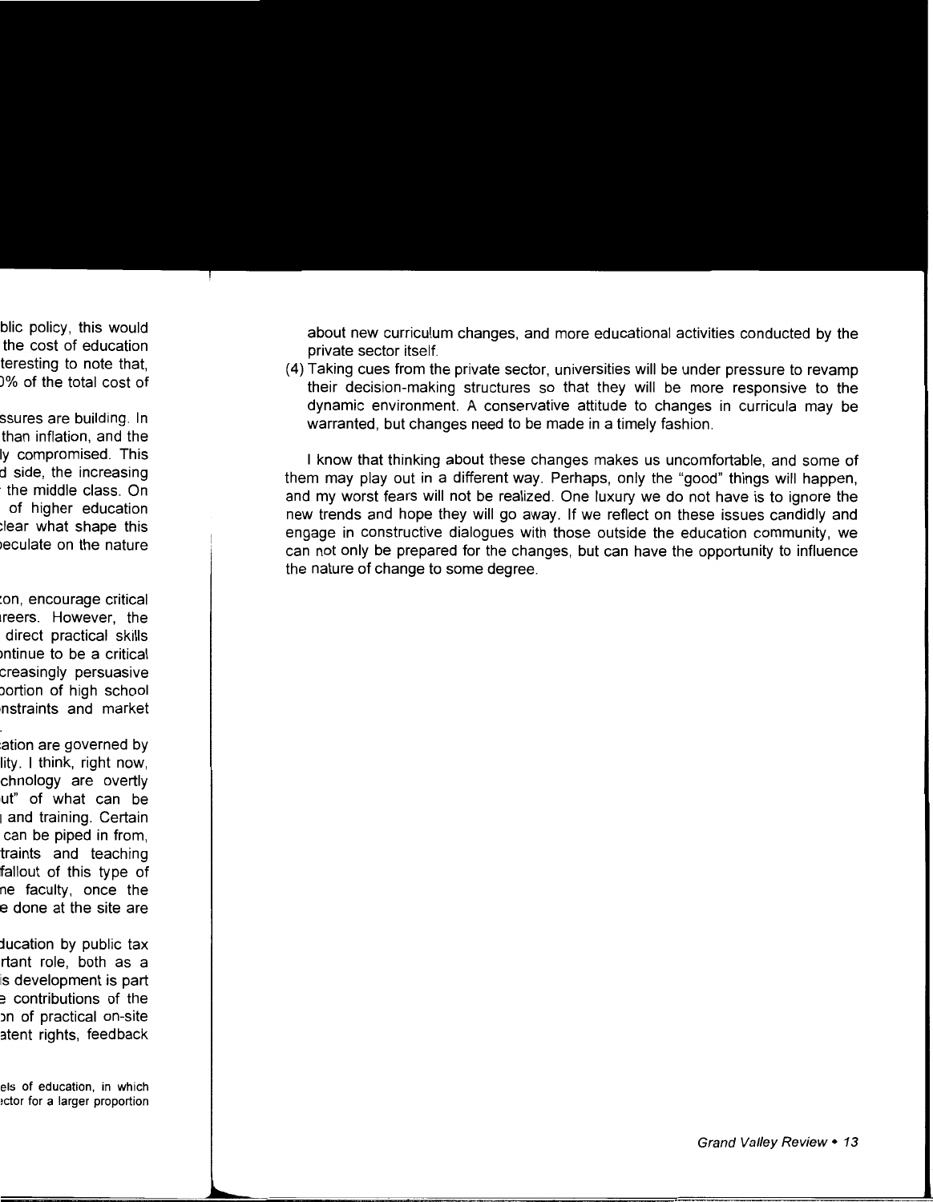about new curriculum changes, and more educational activities conducted by the private sector itself.

(4) Taking cues from the private sector, universities will be under pressure to revamp their decision-making structures so that they will be more responsive to the dynamic environment. A conservative attitude to changes in curricula may be warranted, but changes need to be made in a timely fashion.

I know that thinking about these changes makes us uncomfortable, and some of them may play out in a different way. Perhaps, only the "good" things will happen, and my worst fears will not be realized. One luxury we do not have is to ignore the new trends and hope they will go away. If we reflect on these issues candidly and engage in constructive dialogues with those outside the education community, we can not only be prepared for the changes, but can have the opportunity to influence the nature of change to some degree.